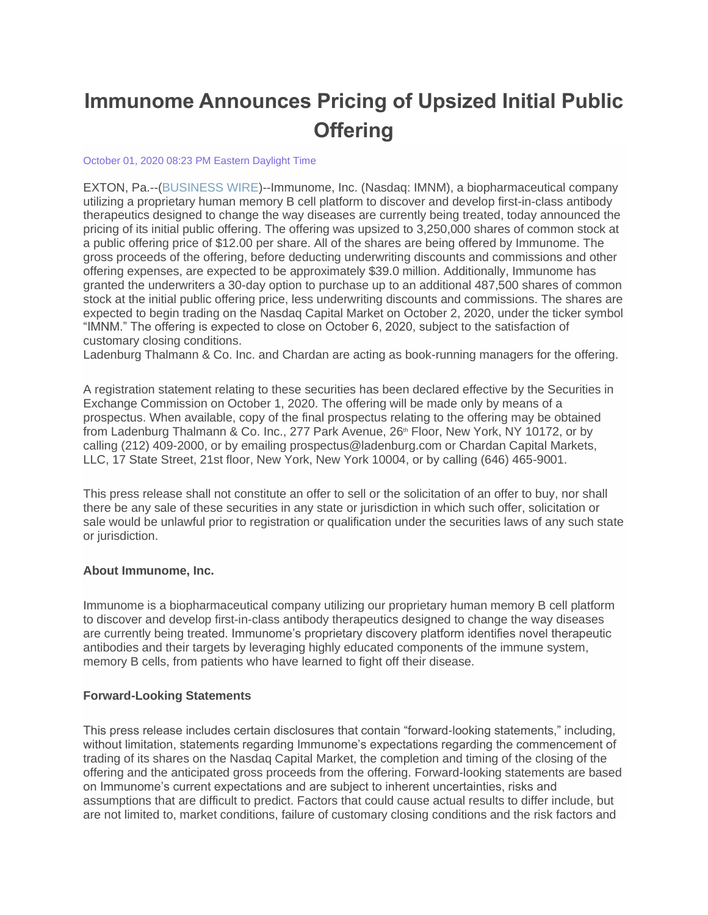# Immunome Announces Pricing of Upsized Initial Public Offering

October 01, 2020 08:23 PM Eastern Daylight Time

EXTON, Pa.--(BUSINESS WIRE)--Immunome, Inc. (Nasdaq: IMNM), a biopharmaceutical company utilizing a proprietary human memory B cell platform to discover and develop first-in-class antibody therapeutics designed to change the way diseases are currently being treated, today announced the pricing of its initial public offering. The offering was upsized to 3,250,000 shares of common stock at a public offering price of $12.00 per share. All of the shares are being offered by Immunome. The gross proceeds of the offering, before deducting underwriting discounts and commissions and other offering expenses, are expected to be approximately $39.0 million. Additionally, Immunome has granted the underwriters a 30-day option to purchase up to an additional 487,500 shares of common stock at the initial public offering price, less underwriting discounts and commissions. The shares are expected to begin trading on the Nasdaq Capital Market on October 2, 2020, under the ticker symbol "IMNM." The offering is expected to close on October 6, 2020, subject to the satisfaction of customary closing conditions.

Ladenburg Thalmann & Co. Inc. and Chardan are acting as book-running managers for the offering.

A registration statement relating to these securities has been declared effective by the Securities in Exchange Commission on October 1, 2020. The offering will be made only by means of a prospectus. When available, copy of the final prospectus relating to the offering may be obtained from Ladenburg Thalmann & Co. Inc., 277 Park Avenue, 26th Floor, New York, NY 10172, or by calling (212) 409-2000, or by emailing prospectus@ladenburg.com or Chardan Capital Markets, LLC, 17 State Street, 21st floor, New York, New York 10004, or by calling (646) 465-9001.

This press release shall not constitute an offer to sell or the solicitation of an offer to buy, nor shall there be any sale of these securities in any state or jurisdiction in which such offer, solicitation or sale would be unlawful prior to registration or qualification under the securities laws of any such state or jurisdiction.

**About Immunome, Inc.**

Immunome is a biopharmaceutical company utilizing our proprietary human memory B cell platform to discover and develop first-in-class antibody therapeutics designed to change the way diseases are currently being treated. Immunome's proprietary discovery platform identifies novel therapeutic antibodies and their targets by leveraging highly educated components of the immune system, memory B cells, from patients who have learned to fight off their disease.

**Forward-Looking Statements**

This press release includes certain disclosures that contain "forward-looking statements," including, without limitation, statements regarding Immunome's expectations regarding the commencement of trading of its shares on the Nasdaq Capital Market, the completion and timing of the closing of the offering and the anticipated gross proceeds from the offering. Forward-looking statements are based on Immunome's current expectations and are subject to inherent uncertainties, risks and assumptions that are difficult to predict. Factors that could cause actual results to differ include, but are not limited to, market conditions, failure of customary closing conditions and the risk factors and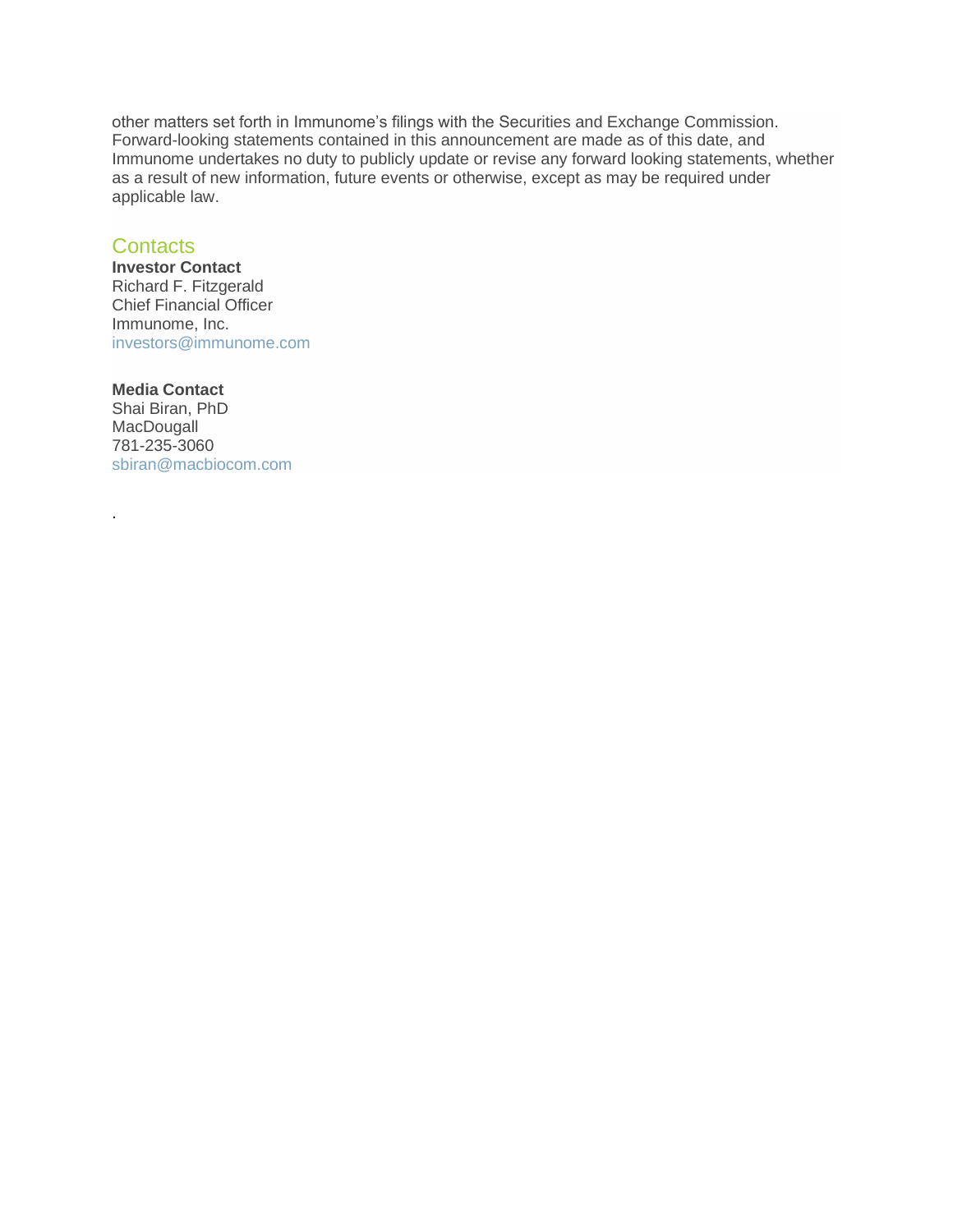other matters set forth in Immunome's filings with the Securities and Exchange Commission. Forward-looking statements contained in this announcement are made as of this date, and Immunome undertakes no duty to publicly update or revise any forward looking statements, whether as a result of new information, future events or otherwise, except as may be required under applicable law.

## Contacts

**Investor Contact**
Richard F. Fitzgerald
Chief Financial Officer
Immunome, Inc.
investors@immunome.com

**Media Contact**
Shai Biran, PhD
MacDougall
781-235-3060
sbiran@macbiocom.com

.